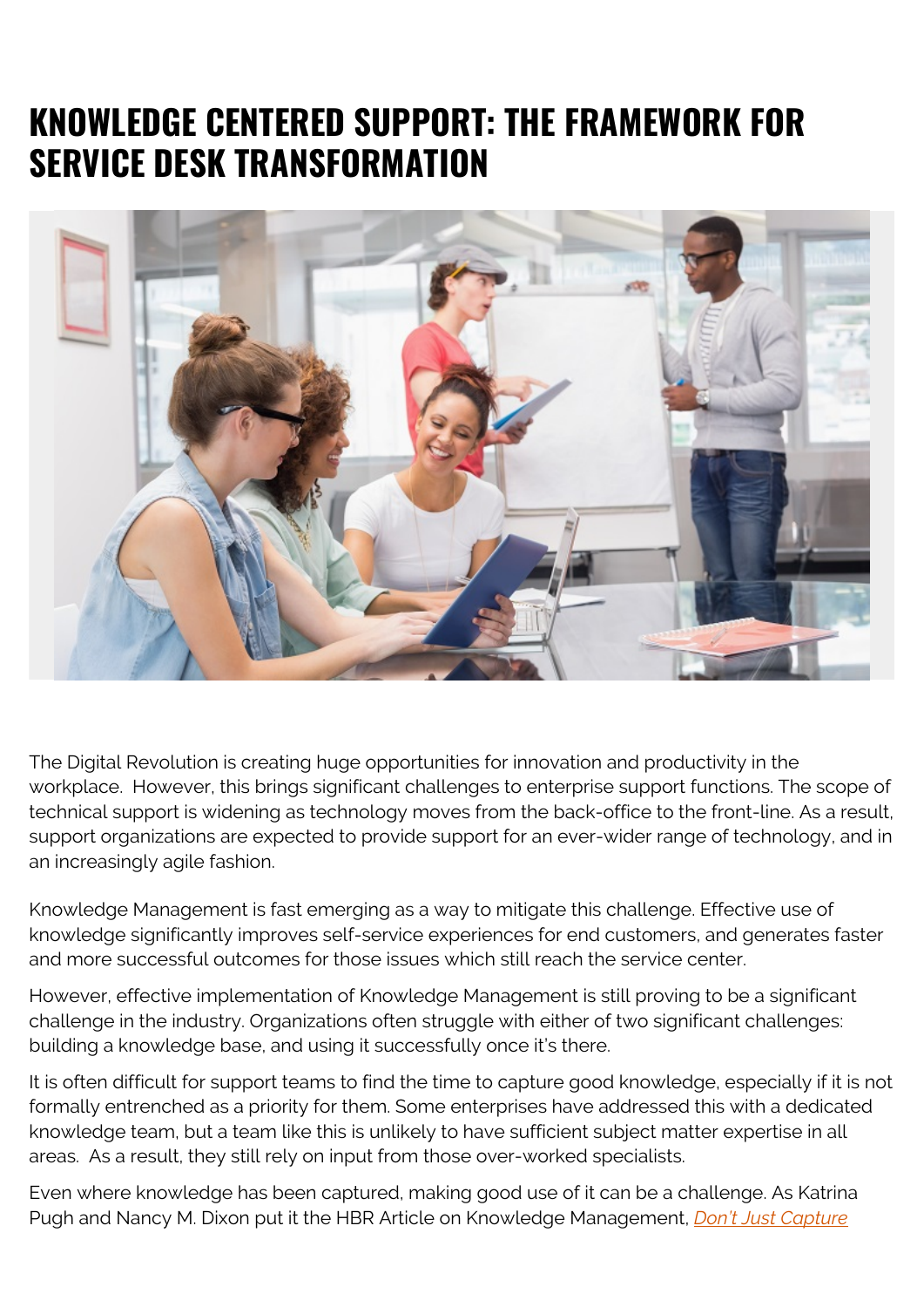# KNOWLEDGE CENTERED SUPPORT: THE FRAMEWORK FOR SERVICE DESK TRANSFORMATION

The Digital Revolution is creating huge opportunities for innovation and productivity in the workplace. However, this brings significant challenges to enterprise support functions. The scope of technical support is widening as technology moves from the back-office to the front-line. As a result, support organizations are expected to provide support for an ever-wider range of technology, and in an increasingly agile fashion.

Knowledge Management is fast emerging as a way to mitigate this challenge. Effective use of knowledge significantly improves self-service experiences for end customers, and generates faster and more successful outcomes for those issues which still reach the service center.

However, effective implementation of Knowledge Management is still proving to be a significant challenge in the industry. Organizations often struggle with either of two significant challenges: building a knowledge base, and using it successfully once it's there.

It is often difficult for support teams to find the time to capture good knowledge, especially if it is not formally entrenched as a priority for them. Some enterprises have addressed this with a dedicated knowledge team, but a team like this is unlikely to have sufficient subject matter expertise in all areas. As a result, they still rely on input from those over-worked specialists.

Even where knowledge has been captured, making good use of it can be a challenge. As Katrina Pugh and Nancy M. Dixon put it the HBR Article on Knowledge Management, *Don't Just Capture*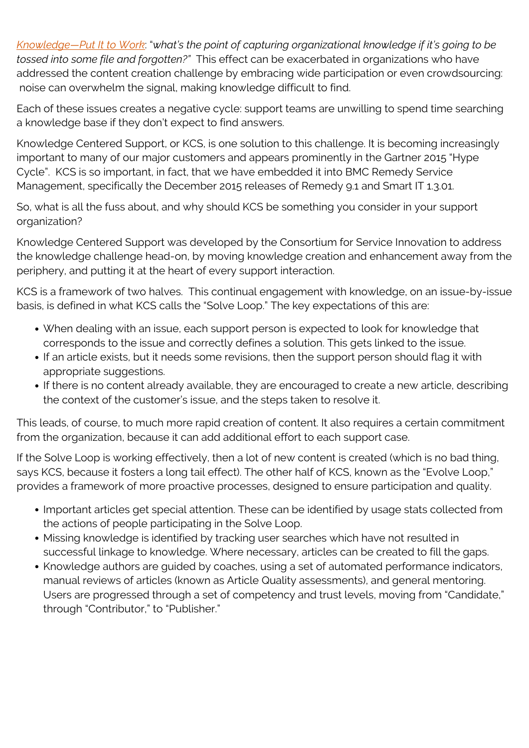[Knowledge—Put It to Work](): "*what's the point of capturing organizational knowledge if it's going to be tossed into some file and forgotten?"* This effect can be exacerbated in organizations who have addressed the content creation challenge by embracing wide participation or even crowdsourcing: noise can overwhelm the signal, making knowledge difficult to find.

Each of these issues creates a negative cycle: support teams are unwilling to spend time searching a knowledge base if they don't expect to find answers.

Knowledge Centered Support, or KCS, is one solution to this challenge. It is becoming increasingly important to many of our major customers and appears prominently in the Gartner 2015 "Hype Cycle". KCS is so important, in fact, that we have embedded it into BMC Remedy Service Management, specifically the December 2015 releases of Remedy 9.1 and Smart IT 1.3.01.

So, what is all the fuss about, and why should KCS be something you consider in your support organization?

Knowledge Centered Support was developed by the Consortium for Service Innovation to address the knowledge challenge head-on, by moving knowledge creation and enhancement away from the periphery, and putting it at the heart of every support interaction.

KCS is a framework of two halves. This continual engagement with knowledge, on an issue-by-issue basis, is defined in what KCS calls the "Solve Loop." The key expectations of this are:

- When dealing with an issue, each support person is expected to look for knowledge that corresponds to the issue and correctly defines a solution. This gets linked to the issue.
- If an article exists, but it needs some revisions, then the support person should flag it with appropriate suggestions.
- If there is no content already available, they are encouraged to create a new article, describing the context of the customer's issue, and the steps taken to resolve it.

This leads, of course, to much more rapid creation of content. It also requires a certain commitment from the organization, because it can add additional effort to each support case.

If the Solve Loop is working effectively, then a lot of new content is created (which is no bad thing, says KCS, because it fosters a long tail effect). The other half of KCS, known as the "Evolve Loop," provides a framework of more proactive processes, designed to ensure participation and quality.

- Important articles get special attention. These can be identified by usage stats collected from the actions of people participating in the Solve Loop.
- Missing knowledge is identified by tracking user searches which have not resulted in successful linkage to knowledge. Where necessary, articles can be created to fill the gaps.
- Knowledge authors are guided by coaches, using a set of automated performance indicators, manual reviews of articles (known as Article Quality assessments), and general mentoring. Users are progressed through a set of competency and trust levels, moving from "Candidate," through "Contributor," to "Publisher."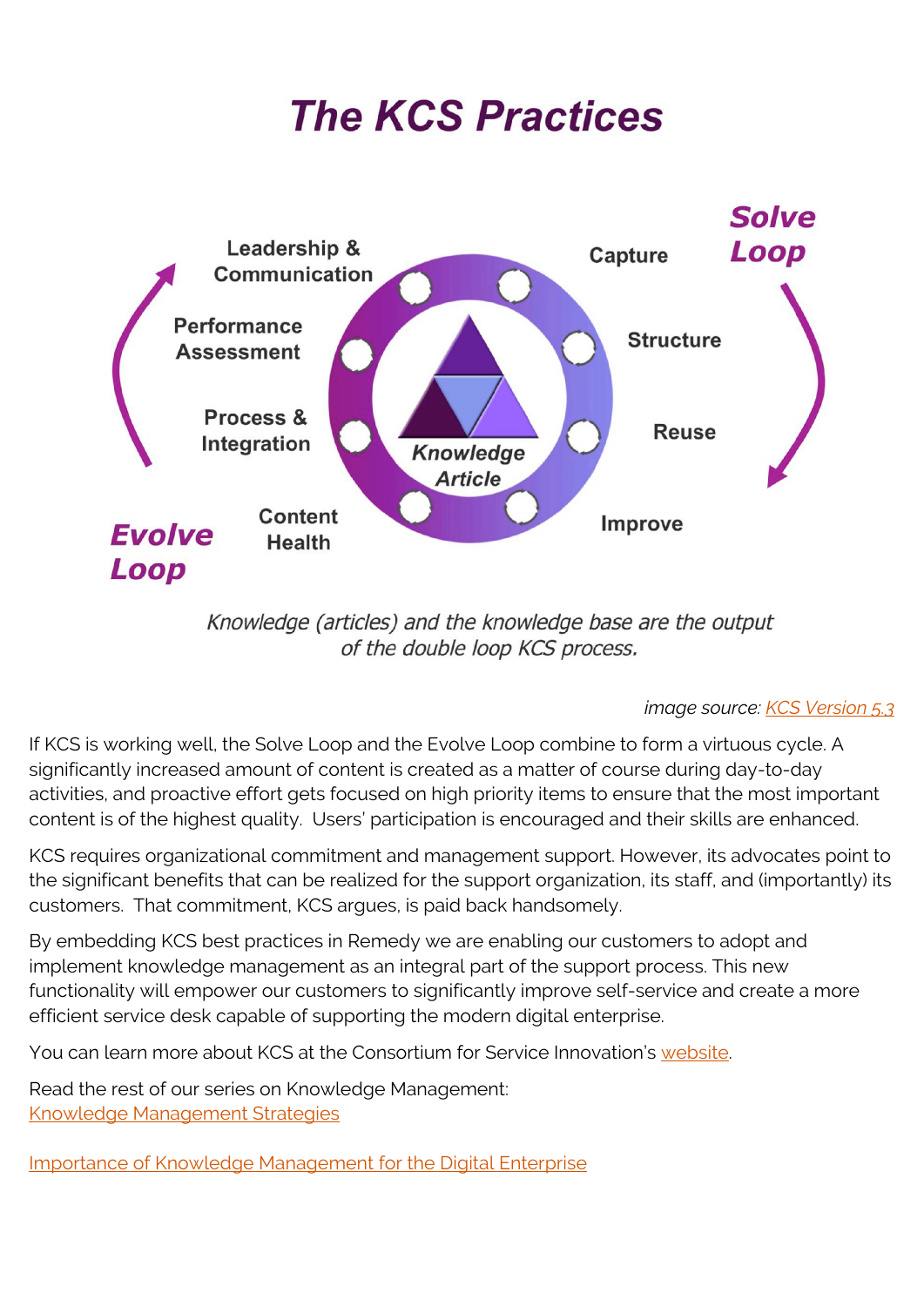# The KCS Practices

Leadership & Communication

Performance Assessment

Process & Integration

Content Health

Capture

Structure

Reuse

Improve

Solve Loop

Evolve Loop

Knowledge Article

*Knowledge (articles) and the knowledge base are the output of the double loop KCS process.*

*image source:* [KCS Version 5.3]

If KCS is working well, the Solve Loop and the Evolve Loop combine to form a virtuous cycle. A significantly increased amount of content is created as a matter of course during day-to-day activities, and proactive effort gets focused on high priority items to ensure that the most important content is of the highest quality. Users' participation is encouraged and their skills are enhanced.

KCS requires organizational commitment and management support. However, its advocates point to the significant benefits that can be realized for the support organization, its staff, and (importantly) its customers. That commitment, KCS argues, is paid back handsomely.

By embedding KCS best practices in Remedy we are enabling our customers to adopt and implement knowledge management as an integral part of the support process. This new functionality will empower our customers to significantly improve self-service and create a more efficient service desk capable of supporting the modern digital enterprise.

You can learn more about KCS at the Consortium for Service Innovation's [website].

Read the rest of our series on Knowledge Management:
[Knowledge Management Strategies]

[Importance of Knowledge Management for the Digital Enterprise]